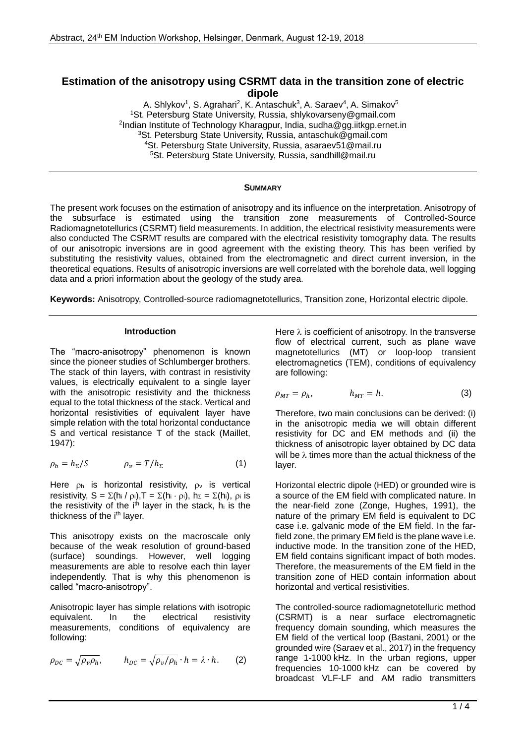# Estimation of the anisotropy using CSRMT data in the transition zone of electric dipole

A. Shlykov[1], S. Agrahari[2], K. Antaschuk[3], A. Saraev[4], A. Simakov[5]

[1]St. Petersburg State University, Russia, shlykovarseny@gmail.com
[2]Indian Institute of Technology Kharagpur, India, sudha@gg.iitkgp.ernet.in
[3]St. Petersburg State University, Russia, antaschuk@gmail.com
[4]St. Petersburg State University, Russia, asaraev51@mail.ru
[5]St. Petersburg State University, Russia, sandhill@mail.ru

## Summary

The present work focuses on the estimation of anisotropy and its influence on the interpretation. Anisotropy of the subsurface is estimated using the transition zone measurements of Controlled-Source Radiomagnetotellurics (CSRMT) field measurements. In addition, the electrical resistivity measurements were also conducted The CSRMT results are compared with the electrical resistivity tomography data. The results of our anisotropic inversions are in good agreement with the existing theory. This has been verified by substituting the resistivity values, obtained from the electromagnetic and direct current inversion, in the theoretical equations. Results of anisotropic inversions are well correlated with the borehole data, well logging data and a priori information about the geology of the study area.

**Keywords:** Anisotropy, Controlled-source radiomagnetotellurics, Transition zone, Horizontal electric dipole.

## Introduction

The "macro-anisotropy" phenomenon is known since the pioneer studies of Schlumberger brothers. The stack of thin layers, with contrast in resistivity values, is electrically equivalent to a single layer with the anisotropic resistivity and the thickness equal to the total thickness of the stack. Vertical and horizontal resistivities of equivalent layer have simple relation with the total horizontal conductance S and vertical resistance T of the stack (Maillet, 1947):

$$\rho_h = h_\Sigma / S \qquad \rho_v = T / h_\Sigma \tag{1}$$

Here $\rho_h$ is horizontal resistivity, $\rho_v$ is vertical resistivity, $S = \Sigma(h_i / \rho_i)$, $T = \Sigma(h_i \cdot \rho_i)$, $h_\Sigma = \Sigma(h_i)$, $\rho_i$ is the resistivity of the $i^{th}$ layer in the stack, $h_i$ is the thickness of the $i^{th}$ layer.

This anisotropy exists on the macroscale only because of the weak resolution of ground-based (surface) soundings. However, well logging measurements are able to resolve each thin layer independently. That is why this phenomenon is called "macro-anisotropy".

Anisotropic layer has simple relations with isotropic equivalent. In the electrical resistivity measurements, conditions of equivalency are following:

$$\rho_{DC} = \sqrt{\rho_v \rho_h}, \qquad h_{DC} = \sqrt{\rho_v / \rho_h} \cdot h = \lambda \cdot h. \tag{2}$$

Here $\lambda$ is coefficient of anisotropy. In the transverse flow of electrical current, such as plane wave magnetotellurics (MT) or loop-loop transient electromagnetics (TEM), conditions of equivalency are following:

$$\rho_{MT} = \rho_h, \qquad h_{MT} = h. \tag{3}$$

Therefore, two main conclusions can be derived: (i) in the anisotropic media we will obtain different resistivity for DC and EM methods and (ii) the thickness of anisotropic layer obtained by DC data will be $\lambda$ times more than the actual thickness of the layer.

Horizontal electric dipole (HED) or grounded wire is a source of the EM field with complicated nature. In the near-field zone (Zonge, Hughes, 1991), the nature of the primary EM field is equivalent to DC case i.e. galvanic mode of the EM field. In the far-field zone, the primary EM field is the plane wave i.e. inductive mode. In the transition zone of the HED, EM field contains significant impact of both modes. Therefore, the measurements of the EM field in the transition zone of HED contain information about horizontal and vertical resistivities.

The controlled-source radiomagnetotelluric method (CSRMT) is a near surface electromagnetic frequency domain sounding, which measures the EM field of the vertical loop (Bastani, 2001) or the grounded wire (Saraev et al., 2017) in the frequency range 1-1000 kHz. In the urban regions, upper frequencies 10-1000 kHz can be covered by broadcast VLF-LF and AM radio transmitters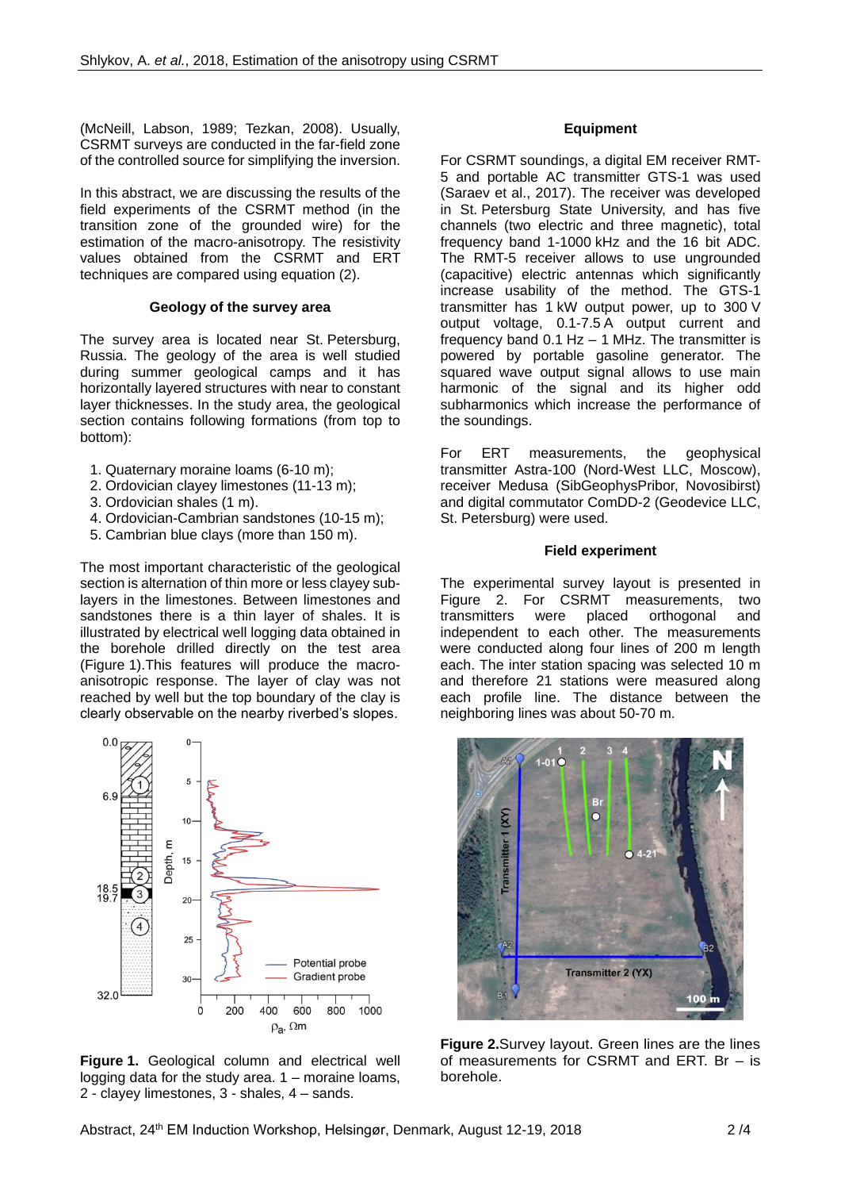(McNeill, Labson, 1989; Tezkan, 2008). Usually, CSRMT surveys are conducted in the far-field zone of the controlled source for simplifying the inversion.

In this abstract, we are discussing the results of the field experiments of the CSRMT method (in the transition zone of the grounded wire) for the estimation of the macro-anisotropy. The resistivity values obtained from the CSRMT and ERT techniques are compared using equation (2).

### Geology of the survey area

The survey area is located near St. Petersburg, Russia. The geology of the area is well studied during summer geological camps and it has horizontally layered structures with near to constant layer thicknesses. In the study area, the geological section contains following formations (from top to bottom):

1. Quaternary moraine loams (6-10 m);
2. Ordovician clayey limestones (11-13 m);
3. Ordovician shales (1 m).
4. Ordovician-Cambrian sandstones (10-15 m);
5. Cambrian blue clays (more than 150 m).

The most important characteristic of the geological section is alternation of thin more or less clayey sub-layers in the limestones. Between limestones and sandstones there is a thin layer of shales. It is illustrated by electrical well logging data obtained in the borehole drilled directly on the test area (Figure 1).This features will produce the macro-anisotropic response. The layer of clay was not reached by well but the top boundary of the clay is clearly observable on the nearby riverbed's slopes.

**Figure 1.** Geological column and electrical well logging data for the study area. 1 – moraine loams, 2 - clayey limestones, 3 - shales, 4 – sands.

### Equipment

For CSRMT soundings, a digital EM receiver RMT-5 and portable AC transmitter GTS-1 was used (Saraev et al., 2017). The receiver was developed in St. Petersburg State University, and has five channels (two electric and three magnetic), total frequency band 1-1000 kHz and the 16 bit ADC. The RMT-5 receiver allows to use ungrounded (capacitive) electric antennas which significantly increase usability of the method. The GTS-1 transmitter has 1 kW output power, up to 300 V output voltage, 0.1-7.5 A output current and frequency band 0.1 Hz – 1 MHz. The transmitter is powered by portable gasoline generator. The squared wave output signal allows to use main harmonic of the signal and its higher odd subharmonics which increase the performance of the soundings.

For ERT measurements, the geophysical transmitter Astra-100 (Nord-West LLC, Moscow), receiver Medusa (SibGeophysPribor, Novosibirst) and digital commutator ComDD-2 (Geodevice LLC, St. Petersburg) were used.

### Field experiment

The experimental survey layout is presented in Figure 2. For CSRMT measurements, two transmitters were placed orthogonal and independent to each other. The measurements were conducted along four lines of 200 m length each. The inter station spacing was selected 10 m and therefore 21 stations were measured along each profile line. The distance between the neighboring lines was about 50-70 m.

**Figure 2.** Survey layout. Green lines are the lines of measurements for CSRMT and ERT. Br – is borehole.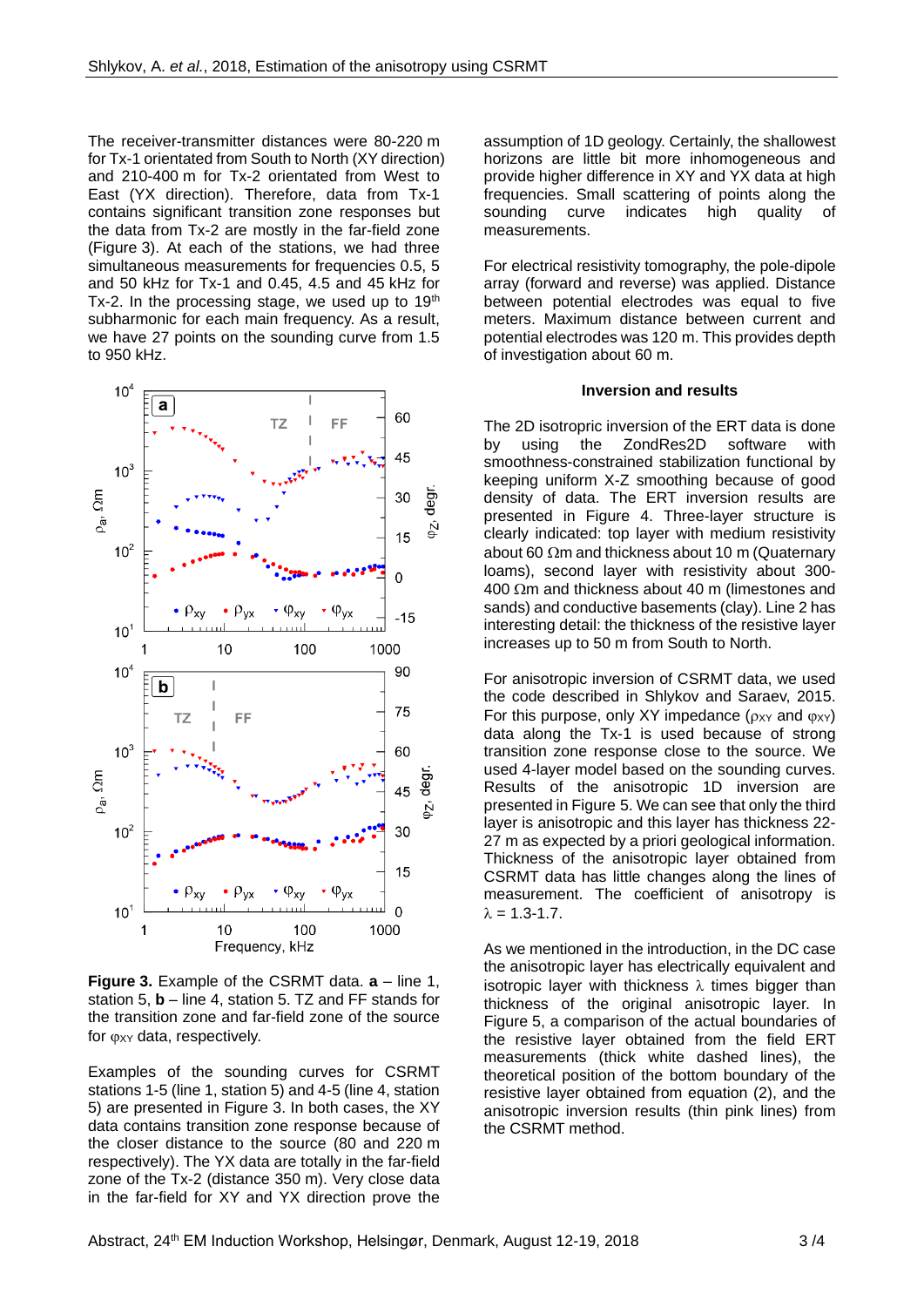The receiver-transmitter distances were 80-220 m for Tx-1 orientated from South to North (XY direction) and 210-400 m for Tx-2 orientated from West to East (YX direction). Therefore, data from Tx-1 contains significant transition zone responses but the data from Tx-2 are mostly in the far-field zone (Figure 3). At each of the stations, we had three simultaneous measurements for frequencies 0.5, 5 and 50 kHz for Tx-1 and 0.45, 4.5 and 45 kHz for Tx-2. In the processing stage, we used up to 19$^{th}$ subharmonic for each main frequency. As a result, we have 27 points on the sounding curve from 1.5 to 950 kHz.

**Figure 3.** Example of the CSRMT data. **a** – line 1, station 5, **b** – line 4, station 5. TZ and FF stands for the transition zone and far-field zone of the source for $\varphi_{XY}$ data, respectively.

Examples of the sounding curves for CSRMT stations 1-5 (line 1, station 5) and 4-5 (line 4, station 5) are presented in Figure 3. In both cases, the XY data contains transition zone response because of the closer distance to the source (80 and 220 m respectively). The YX data are totally in the far-field zone of the Tx-2 (distance 350 m). Very close data in the far-field for XY and YX direction prove the assumption of 1D geology. Certainly, the shallowest horizons are little bit more inhomogeneous and provide higher difference in XY and YX data at high frequencies. Small scattering of points along the sounding curve indicates high quality of measurements.

For electrical resistivity tomography, the pole-dipole array (forward and reverse) was applied. Distance between potential electrodes was equal to five meters. Maximum distance between current and potential electrodes was 120 m. This provides depth of investigation about 60 m.

### Inversion and results

The 2D isotropic inversion of the ERT data is done by using the ZondRes2D software with smoothness-constrained stabilization functional by keeping uniform X-Z smoothing because of good density of data. The ERT inversion results are presented in Figure 4. Three-layer structure is clearly indicated: top layer with medium resistivity about 60 Ωm and thickness about 10 m (Quaternary loams), second layer with resistivity about 300-400 Ωm and thickness about 40 m (limestones and sands) and conductive basements (clay). Line 2 has interesting detail: the thickness of the resistive layer increases up to 50 m from South to North.

For anisotropic inversion of CSRMT data, we used the code described in Shlykov and Saraev, 2015. For this purpose, only XY impedance ($\rho_{XY}$ and $\varphi_{XY}$) data along the Tx-1 is used because of strong transition zone response close to the source. We used 4-layer model based on the sounding curves. Results of the anisotropic 1D inversion are presented in Figure 5. We can see that only the third layer is anisotropic and this layer has thickness 22-27 m as expected by a priori geological information. Thickness of the anisotropic layer obtained from CSRMT data has little changes along the lines of measurement. The coefficient of anisotropy is $\lambda$ = 1.3-1.7.

As we mentioned in the introduction, in the DC case the anisotropic layer has electrically equivalent and isotropic layer with thickness $\lambda$ times bigger than thickness of the original anisotropic layer. In Figure 5, a comparison of the actual boundaries of the resistive layer obtained from the field ERT measurements (thick white dashed lines), the theoretical position of the bottom boundary of the resistive layer obtained from equation (2), and the anisotropic inversion results (thin pink lines) from the CSRMT method.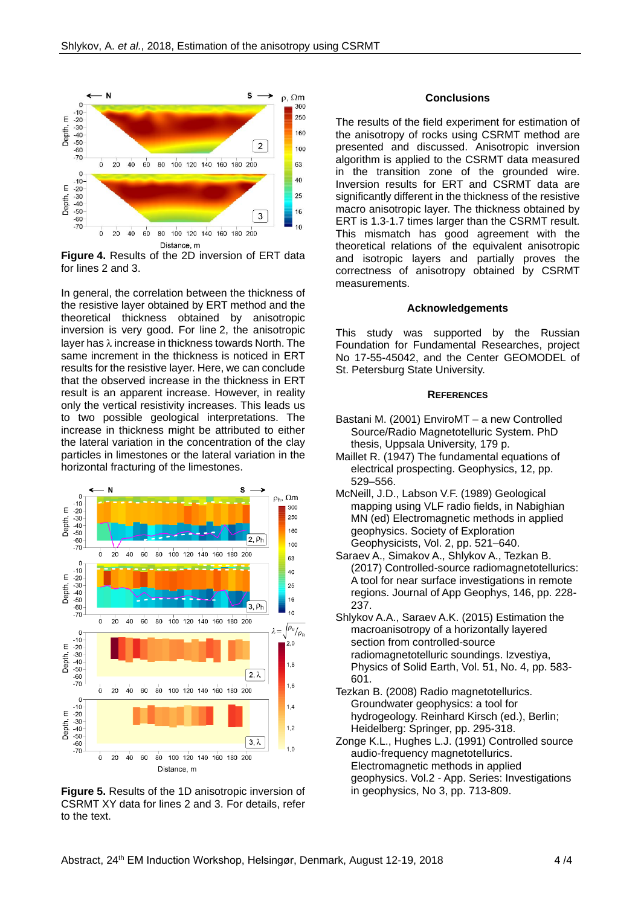← N S →

ρ, Ωm

0 -10 -20 -30 -40 -50 -60 -70

Depth, m

2

0 20 40 60 80 100 120 140 160 180 200

3

Distance, m

300 250 160 100 63 40 25 16 10

**Figure 4.** Results of the 2D inversion of ERT data for lines 2 and 3.

In general, the correlation between the thickness of the resistive layer obtained by ERT method and the theoretical thickness obtained by anisotropic inversion is very good. For line 2, the anisotropic layer has λ increase in thickness towards North. The same increment in the thickness is noticed in ERT results for the resistive layer. Here, we can conclude that the observed increase in the thickness in ERT result is an apparent increase. However, in reality only the vertical resistivity increases. This leads us to two possible geological interpretations. The increase in thickness might be attributed to either the lateral variation in the concentration of the clay particles in limestones or the lateral variation in the horizontal fracturing of the limestones.

← N S →

$\rho_h$, Ωm

2, $\rho_h$

3, $\rho_h$

$\lambda = \sqrt{\rho_v / \rho_h}$

2, λ

3, λ

Depth, m

0 20 40 60 80 100 120 140 160 180 200

Distance, m

300 250 160 100 63 40 25 16 10

2,0 1,8 1,6 1,4 1,2 1,0

**Figure 5.** Results of the 1D anisotropic inversion of CSRMT XY data for lines 2 and 3. For details, refer to the text.

## Conclusions

The results of the field experiment for estimation of the anisotropy of rocks using CSRMT method are presented and discussed. Anisotropic inversion algorithm is applied to the CSRMT data measured in the transition zone of the grounded wire. Inversion results for ERT and CSRMT data are significantly different in the thickness of the resistive macro anisotropic layer. The thickness obtained by ERT is 1.3-1.7 times larger than the CSRMT result. This mismatch has good agreement with the theoretical relations of the equivalent anisotropic and isotropic layers and partially proves the correctness of anisotropy obtained by CSRMT measurements.

## Acknowledgements

This study was supported by the Russian Foundation for Fundamental Researches, project No 17-55-45042, and the Center GEOMODEL of St. Petersburg State University.

## References

Bastani M. (2001) EnviroMT – a new Controlled Source/Radio Magnetotelluric System. PhD thesis, Uppsala University, 179 p.

Maillet R. (1947) The fundamental equations of electrical prospecting. Geophysics, 12, pp. 529–556.

McNeill, J.D., Labson V.F. (1989) Geological mapping using VLF radio fields, in Nabighian MN (ed) Electromagnetic methods in applied geophysics. Society of Exploration Geophysicists, Vol. 2, pp. 521–640.

Saraev A., Simakov A., Shlykov A., Tezkan B. (2017) Controlled-source radiomagnetotellurics: A tool for near surface investigations in remote regions. Journal of App Geophys, 146, pp. 228-237.

Shlykov A.A., Saraev A.K. (2015) Estimation the macroanisotropy of a horizontally layered section from controlled-source radiomagnetotelluric soundings. Izvestiya, Physics of Solid Earth, Vol. 51, No. 4, pp. 583-601.

Tezkan B. (2008) Radio magnetotellurics. Groundwater geophysics: a tool for hydrogeology. Reinhard Kirsch (ed.), Berlin; Heidelberg: Springer, pp. 295-318.

Zonge K.L., Hughes L.J. (1991) Controlled source audio-frequency magnetotellurics. Electromagnetic methods in applied geophysics. Vol.2 - App. Series: Investigations in geophysics, No 3, pp. 713-809.